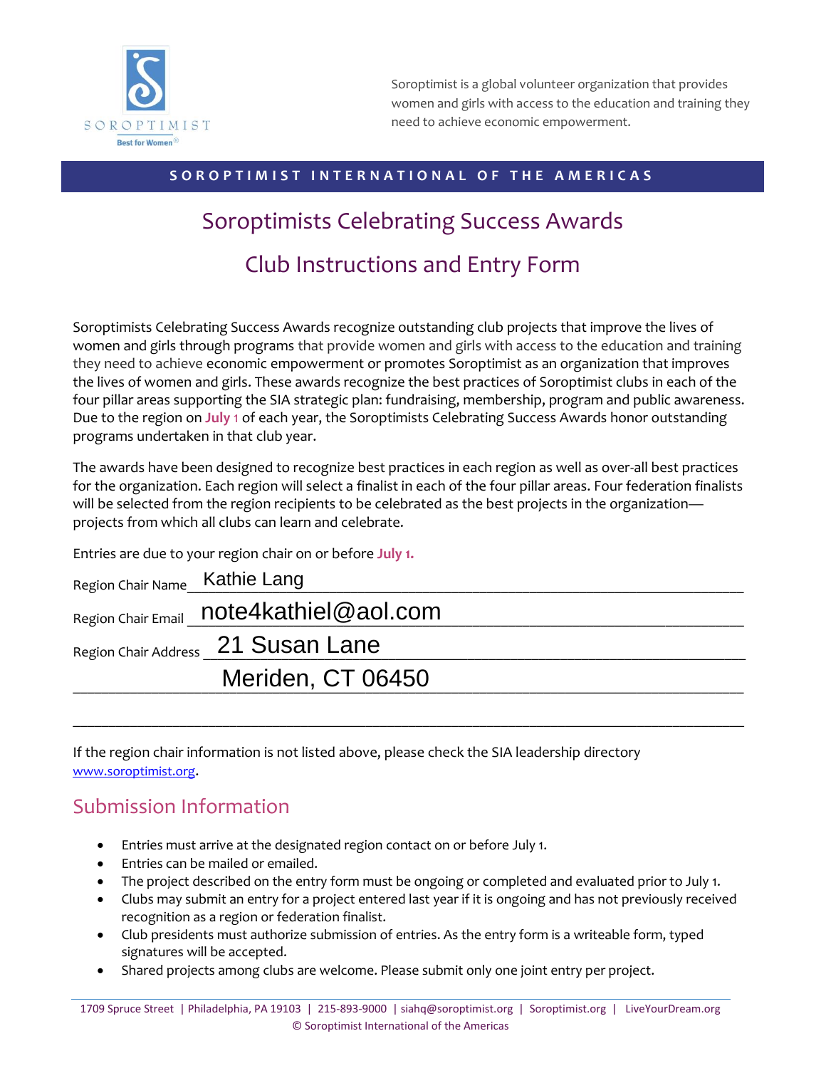SOROPTIMIST

Best for Women®

Soroptimist is a global volunteer organization that provides women and girls with access to the education and training they need to achieve economic empowerment.

**SOROPTIMIST INTERNATIONAL OF THE AMERICAS**

# Soroptimists Celebrating Success Awards

## Club Instructions and Entry Form

Soroptimists Celebrating Success Awards recognize outstanding club projects that improve the lives of women and girls through programs that provide women and girls with access to the education and training they need to achieve economic empowerment or promotes Soroptimist as an organization that improves the lives of women and girls. These awards recognize the best practices of Soroptimist clubs in each of the four pillar areas supporting the SIA strategic plan: fundraising, membership, program and public awareness. Due to the region on **July 1** of each year, the Soroptimists Celebrating Success Awards honor outstanding programs undertaken in that club year.

The awards have been designed to recognize best practices in each region as well as over-all best practices for the organization. Each region will select a finalist in each of the four pillar areas. Four federation finalists will be selected from the region recipients to be celebrated as the best projects in the organization—projects from which all clubs can learn and celebrate.

Entries are due to your region chair on or before **July 1.**

Region Chair Name: Kathie Lang

Region Chair Email: note4kathiel@aol.com

Region Chair Address: 21 Susan Lane
Meriden, CT 06450

If the region chair information is not listed above, please check the SIA leadership directory www.soroptimist.org.

## Submission Information

- Entries must arrive at the designated region contact on or before July 1.
- Entries can be mailed or emailed.
- The project described on the entry form must be ongoing or completed and evaluated prior to July 1.
- Clubs may submit an entry for a project entered last year if it is ongoing and has not previously received recognition as a region or federation finalist.
- Club presidents must authorize submission of entries. As the entry form is a writeable form, typed signatures will be accepted.
- Shared projects among clubs are welcome. Please submit only one joint entry per project.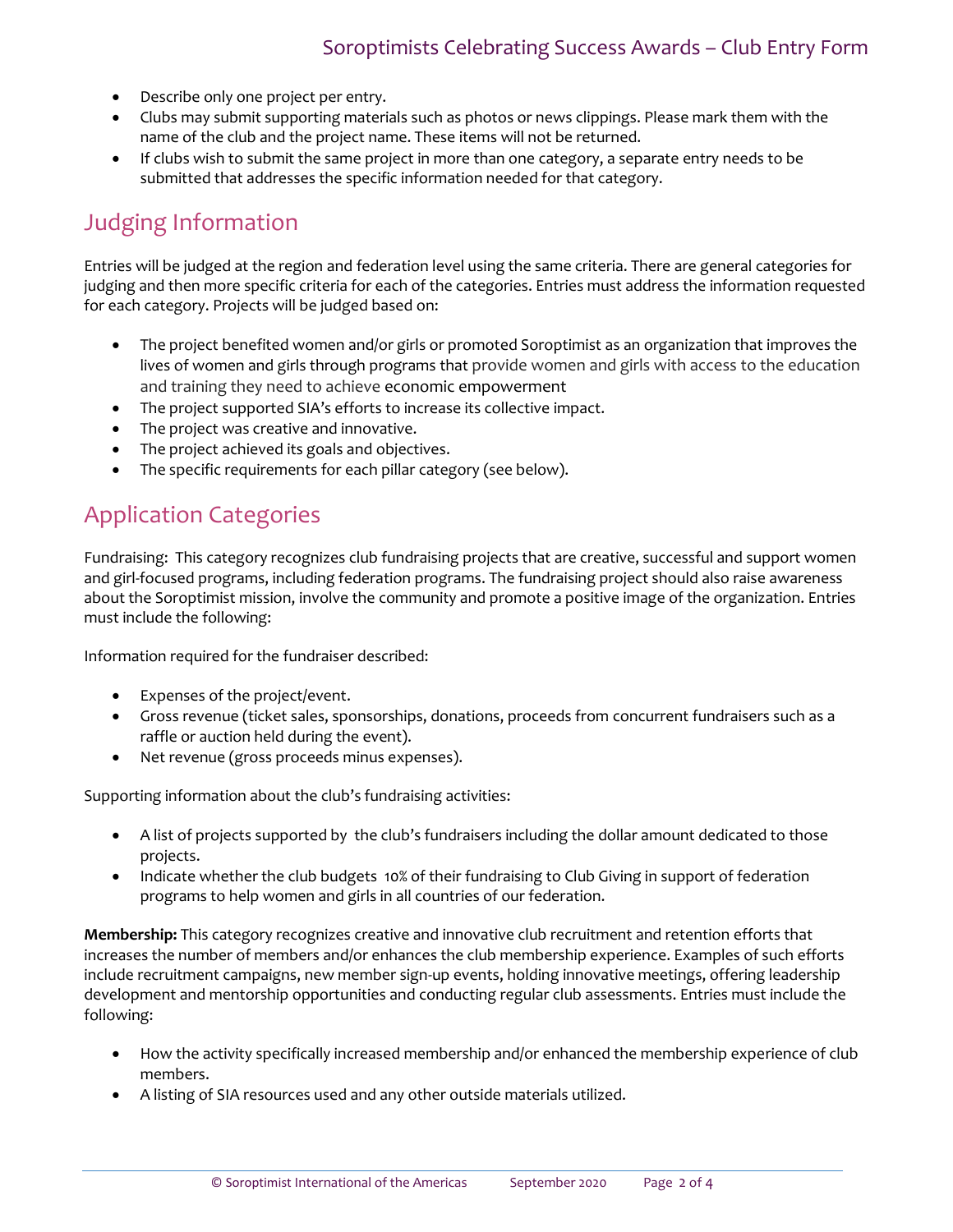- Describe only one project per entry.
- Clubs may submit supporting materials such as photos or news clippings. Please mark them with the name of the club and the project name. These items will not be returned.
- If clubs wish to submit the same project in more than one category, a separate entry needs to be submitted that addresses the specific information needed for that category.

## Judging Information

Entries will be judged at the region and federation level using the same criteria. There are general categories for judging and then more specific criteria for each of the categories. Entries must address the information requested for each category. Projects will be judged based on:

- The project benefited women and/or girls or promoted Soroptimist as an organization that improves the lives of women and girls through programs that provide women and girls with access to the education and training they need to achieve economic empowerment
- The project supported SIA's efforts to increase its collective impact.
- The project was creative and innovative.
- The project achieved its goals and objectives.
- The specific requirements for each pillar category (see below).

## Application Categories

Fundraising: This category recognizes club fundraising projects that are creative, successful and support women and girl-focused programs, including federation programs. The fundraising project should also raise awareness about the Soroptimist mission, involve the community and promote a positive image of the organization. Entries must include the following:

Information required for the fundraiser described:

- Expenses of the project/event.
- Gross revenue (ticket sales, sponsorships, donations, proceeds from concurrent fundraisers such as a raffle or auction held during the event).
- Net revenue (gross proceeds minus expenses).

Supporting information about the club's fundraising activities:

- A list of projects supported by the club's fundraisers including the dollar amount dedicated to those projects.
- Indicate whether the club budgets 10% of their fundraising to Club Giving in support of federation programs to help women and girls in all countries of our federation.

**Membership:** This category recognizes creative and innovative club recruitment and retention efforts that increases the number of members and/or enhances the club membership experience. Examples of such efforts include recruitment campaigns, new member sign-up events, holding innovative meetings, offering leadership development and mentorship opportunities and conducting regular club assessments. Entries must include the following:

- How the activity specifically increased membership and/or enhanced the membership experience of club members.
- A listing of SIA resources used and any other outside materials utilized.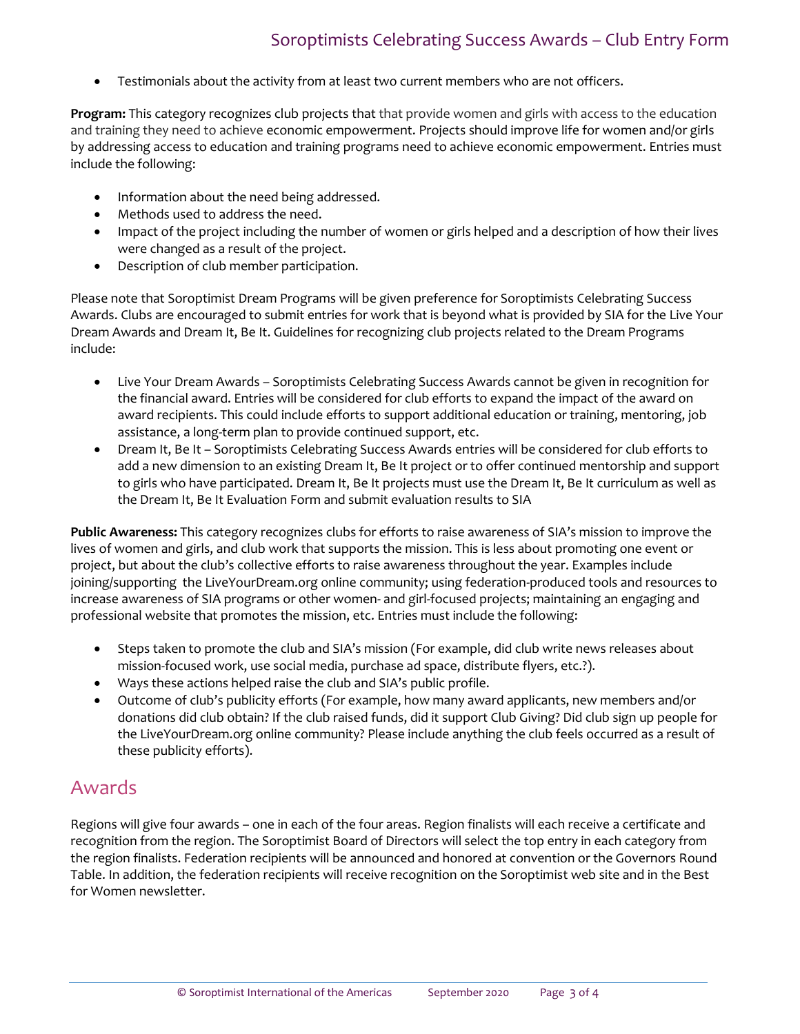- Testimonials about the activity from at least two current members who are not officers.

**Program:** This category recognizes club projects that that provide women and girls with access to the education and training they need to achieve economic empowerment. Projects should improve life for women and/or girls by addressing access to education and training programs need to achieve economic empowerment. Entries must include the following:

- Information about the need being addressed.
- Methods used to address the need.
- Impact of the project including the number of women or girls helped and a description of how their lives were changed as a result of the project.
- Description of club member participation.

Please note that Soroptimist Dream Programs will be given preference for Soroptimists Celebrating Success Awards. Clubs are encouraged to submit entries for work that is beyond what is provided by SIA for the Live Your Dream Awards and Dream It, Be It. Guidelines for recognizing club projects related to the Dream Programs include:

- Live Your Dream Awards – Soroptimists Celebrating Success Awards cannot be given in recognition for the financial award. Entries will be considered for club efforts to expand the impact of the award on award recipients. This could include efforts to support additional education or training, mentoring, job assistance, a long-term plan to provide continued support, etc.
- Dream It, Be It – Soroptimists Celebrating Success Awards entries will be considered for club efforts to add a new dimension to an existing Dream It, Be It project or to offer continued mentorship and support to girls who have participated. Dream It, Be It projects must use the Dream It, Be It curriculum as well as the Dream It, Be It Evaluation Form and submit evaluation results to SIA

**Public Awareness:** This category recognizes clubs for efforts to raise awareness of SIA's mission to improve the lives of women and girls, and club work that supports the mission. This is less about promoting one event or project, but about the club's collective efforts to raise awareness throughout the year. Examples include joining/supporting the LiveYourDream.org online community; using federation-produced tools and resources to increase awareness of SIA programs or other women- and girl-focused projects; maintaining an engaging and professional website that promotes the mission, etc. Entries must include the following:

- Steps taken to promote the club and SIA's mission (For example, did club write news releases about mission-focused work, use social media, purchase ad space, distribute flyers, etc.?).
- Ways these actions helped raise the club and SIA's public profile.
- Outcome of club's publicity efforts (For example, how many award applicants, new members and/or donations did club obtain? If the club raised funds, did it support Club Giving? Did club sign up people for the LiveYourDream.org online community? Please include anything the club feels occurred as a result of these publicity efforts).

## Awards

Regions will give four awards – one in each of the four areas. Region finalists will each receive a certificate and recognition from the region. The Soroptimist Board of Directors will select the top entry in each category from the region finalists. Federation recipients will be announced and honored at convention or the Governors Round Table. In addition, the federation recipients will receive recognition on the Soroptimist web site and in the Best for Women newsletter.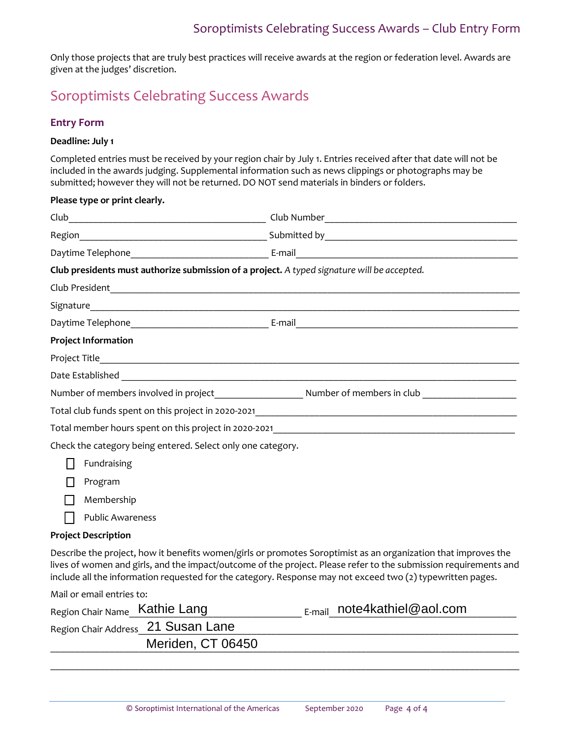Only those projects that are truly best practices will receive awards at the region or federation level. Awards are given at the judges' discretion.

## Soroptimists Celebrating Success Awards

### Entry Form

**Deadline: July 1**

Completed entries must be received by your region chair by July 1. Entries received after that date will not be included in the awards judging. Supplemental information such as news clippings or photographs may be submitted; however they will not be returned. DO NOT send materials in binders or folders.

**Please type or print clearly.**

Club\_\_\_\_\_\_\_\_\_\_\_\_\_\_\_\_\_\_\_\_ Club Number\_\_\_\_\_\_\_\_\_\_\_\_\_\_\_\_\_\_\_\_

Region\_\_\_\_\_\_\_\_\_\_\_\_\_\_\_\_\_\_\_\_ Submitted by\_\_\_\_\_\_\_\_\_\_\_\_\_\_\_\_\_\_\_\_

Daytime Telephone\_\_\_\_\_\_\_\_\_\_\_\_\_\_\_\_\_\_\_\_ E-mail\_\_\_\_\_\_\_\_\_\_\_\_\_\_\_\_\_\_\_\_

**Club presidents must authorize submission of a project.** *A typed signature will be accepted.*

Club President\_\_\_\_\_\_\_\_\_\_\_\_\_\_\_\_\_\_\_\_\_\_\_\_\_\_\_\_\_\_\_\_\_\_\_\_\_\_\_\_

Signature\_\_\_\_\_\_\_\_\_\_\_\_\_\_\_\_\_\_\_\_\_\_\_\_\_\_\_\_\_\_\_\_\_\_\_\_\_\_\_\_

Daytime Telephone\_\_\_\_\_\_\_\_\_\_\_\_\_\_\_\_\_\_\_\_ E-mail\_\_\_\_\_\_\_\_\_\_\_\_\_\_\_\_\_\_\_\_

**Project Information**

Project Title\_\_\_\_\_\_\_\_\_\_\_\_\_\_\_\_\_\_\_\_\_\_\_\_\_\_\_\_\_\_\_\_\_\_\_\_\_\_\_\_

Date Established \_\_\_\_\_\_\_\_\_\_\_\_\_\_\_\_\_\_\_\_\_\_\_\_\_\_\_\_\_\_\_\_\_\_\_\_\_\_\_\_

Number of members involved in project\_\_\_\_\_\_\_\_\_\_ Number of members in club \_\_\_\_\_\_\_\_\_\_

Total club funds spent on this project in 2020-2021\_\_\_\_\_\_\_\_\_\_\_\_\_\_\_\_\_\_\_\_

Total member hours spent on this project in 2020-2021\_\_\_\_\_\_\_\_\_\_\_\_\_\_\_\_\_\_\_\_

Check the category being entered. Select only one category.

- ☐ Fundraising
- ☐ Program
- ☐ Membership
- ☐ Public Awareness

**Project Description**

Describe the project, how it benefits women/girls or promotes Soroptimist as an organization that improves the lives of women and girls, and the impact/outcome of the project. Please refer to the submission requirements and include all the information requested for the category. Response may not exceed two (2) typewritten pages.

Mail or email entries to:

Region Chair Name Kathie Lang E-mail note4kathiel@aol.com

Region Chair Address 21 Susan Lane
Meriden, CT 06450

© Soroptimist International of the Americas September 2020